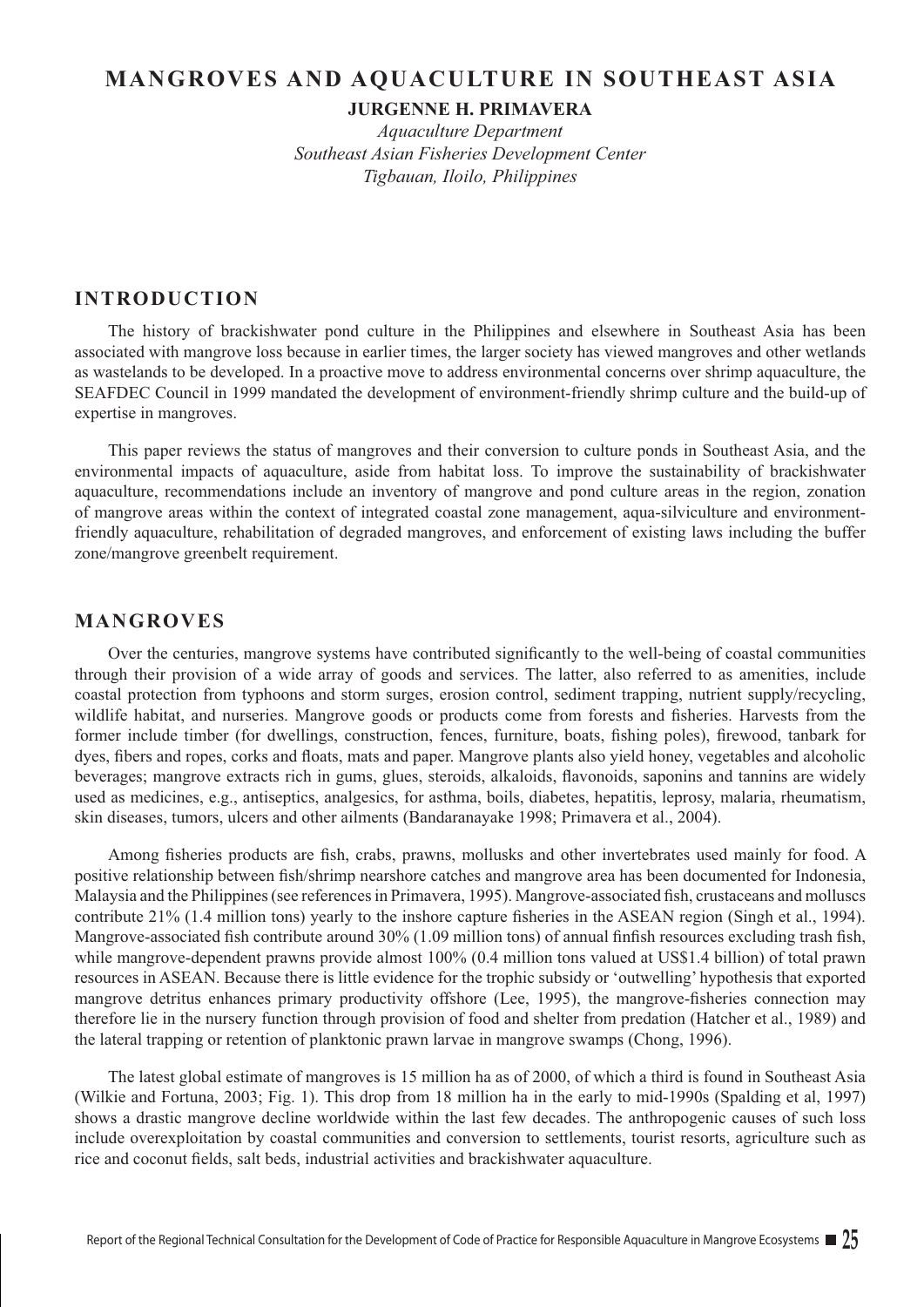# MANGROVES AND AQUACULTURE IN SOUTHEAST ASIA

**JURGENNE H. PRIMAVERA**

*Aquaculture Department*
*Southeast Asian Fisheries Development Center*
*Tigbauan, Iloilo, Philippines*

## INTRODUCTION

The history of brackishwater pond culture in the Philippines and elsewhere in Southeast Asia has been associated with mangrove loss because in earlier times, the larger society has viewed mangroves and other wetlands as wastelands to be developed. In a proactive move to address environmental concerns over shrimp aquaculture, the SEAFDEC Council in 1999 mandated the development of environment-friendly shrimp culture and the build-up of expertise in mangroves.

This paper reviews the status of mangroves and their conversion to culture ponds in Southeast Asia, and the environmental impacts of aquaculture, aside from habitat loss. To improve the sustainability of brackishwater aquaculture, recommendations include an inventory of mangrove and pond culture areas in the region, zonation of mangrove areas within the context of integrated coastal zone management, aqua-silviculture and environment-friendly aquaculture, rehabilitation of degraded mangroves, and enforcement of existing laws including the buffer zone/mangrove greenbelt requirement.

## MANGROVES

Over the centuries, mangrove systems have contributed significantly to the well-being of coastal communities through their provision of a wide array of goods and services. The latter, also referred to as amenities, include coastal protection from typhoons and storm surges, erosion control, sediment trapping, nutrient supply/recycling, wildlife habitat, and nurseries. Mangrove goods or products come from forests and fisheries. Harvests from the former include timber (for dwellings, construction, fences, furniture, boats, fishing poles), firewood, tanbark for dyes, fibers and ropes, corks and floats, mats and paper. Mangrove plants also yield honey, vegetables and alcoholic beverages; mangrove extracts rich in gums, glues, steroids, alkaloids, flavonoids, saponins and tannins are widely used as medicines, e.g., antiseptics, analgesics, for asthma, boils, diabetes, hepatitis, leprosy, malaria, rheumatism, skin diseases, tumors, ulcers and other ailments (Bandaranayake 1998; Primavera et al., 2004).

Among fisheries products are fish, crabs, prawns, mollusks and other invertebrates used mainly for food. A positive relationship between fish/shrimp nearshore catches and mangrove area has been documented for Indonesia, Malaysia and the Philippines (see references in Primavera, 1995). Mangrove-associated fish, crustaceans and molluscs contribute 21% (1.4 million tons) yearly to the inshore capture fisheries in the ASEAN region (Singh et al., 1994). Mangrove-associated fish contribute around 30% (1.09 million tons) of annual finfish resources excluding trash fish, while mangrove-dependent prawns provide almost 100% (0.4 million tons valued at US$1.4 billion) of total prawn resources in ASEAN. Because there is little evidence for the trophic subsidy or 'outwelling' hypothesis that exported mangrove detritus enhances primary productivity offshore (Lee, 1995), the mangrove-fisheries connection may therefore lie in the nursery function through provision of food and shelter from predation (Hatcher et al., 1989) and the lateral trapping or retention of planktonic prawn larvae in mangrove swamps (Chong, 1996).

The latest global estimate of mangroves is 15 million ha as of 2000, of which a third is found in Southeast Asia (Wilkie and Fortuna, 2003; Fig. 1). This drop from 18 million ha in the early to mid-1990s (Spalding et al, 1997) shows a drastic mangrove decline worldwide within the last few decades. The anthropogenic causes of such loss include overexploitation by coastal communities and conversion to settlements, tourist resorts, agriculture such as rice and coconut fields, salt beds, industrial activities and brackishwater aquaculture.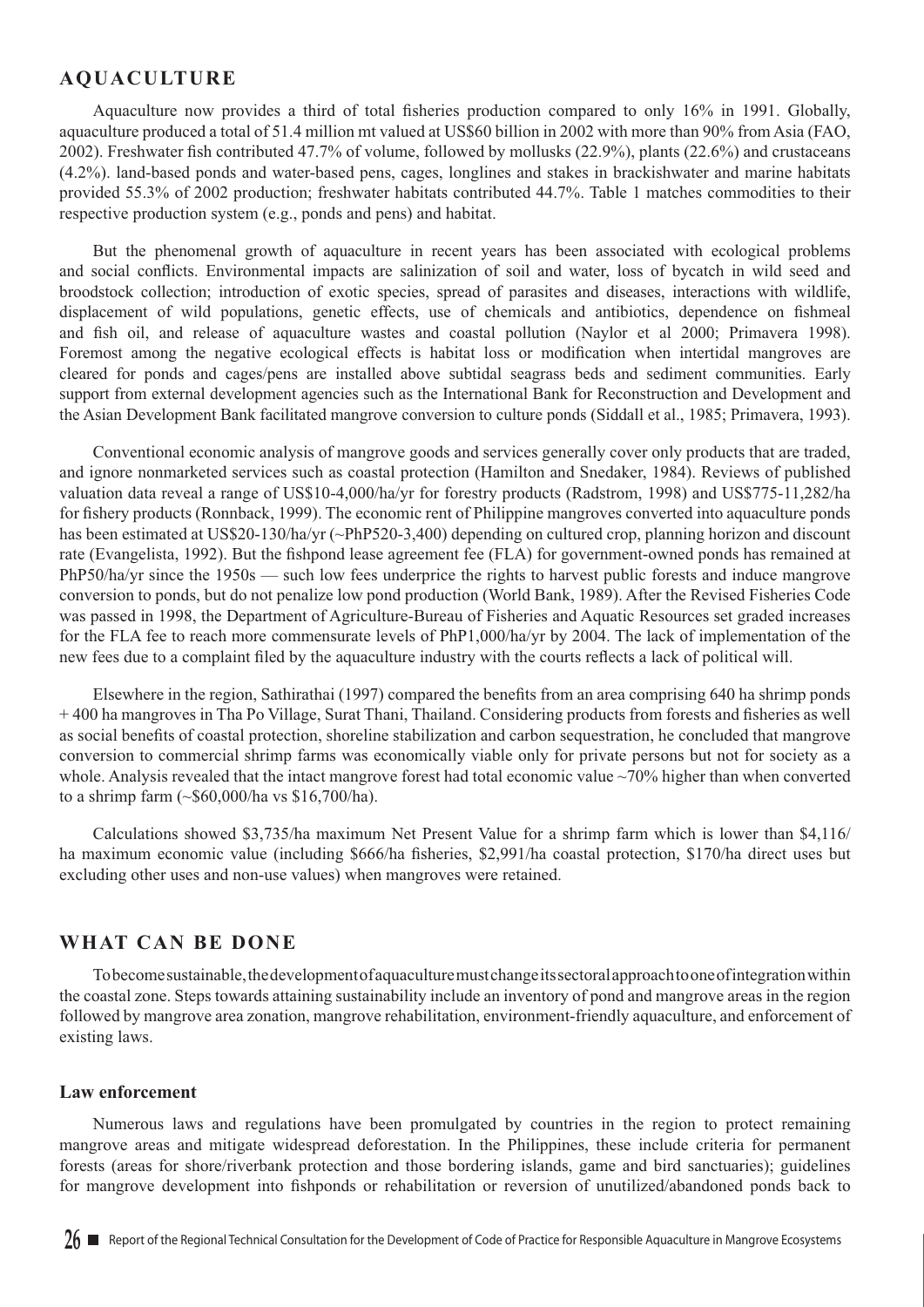## AQUACULTURE

Aquaculture now provides a third of total fisheries production compared to only 16% in 1991. Globally, aquaculture produced a total of 51.4 million mt valued at US$60 billion in 2002 with more than 90% from Asia (FAO, 2002). Freshwater fish contributed 47.7% of volume, followed by mollusks (22.9%), plants (22.6%) and crustaceans (4.2%). land-based ponds and water-based pens, cages, longlines and stakes in brackishwater and marine habitats provided 55.3% of 2002 production; freshwater habitats contributed 44.7%. Table 1 matches commodities to their respective production system (e.g., ponds and pens) and habitat.

But the phenomenal growth of aquaculture in recent years has been associated with ecological problems and social conflicts. Environmental impacts are salinization of soil and water, loss of bycatch in wild seed and broodstock collection; introduction of exotic species, spread of parasites and diseases, interactions with wildlife, displacement of wild populations, genetic effects, use of chemicals and antibiotics, dependence on fishmeal and fish oil, and release of aquaculture wastes and coastal pollution (Naylor et al 2000; Primavera 1998). Foremost among the negative ecological effects is habitat loss or modification when intertidal mangroves are cleared for ponds and cages/pens are installed above subtidal seagrass beds and sediment communities. Early support from external development agencies such as the International Bank for Reconstruction and Development and the Asian Development Bank facilitated mangrove conversion to culture ponds (Siddall et al., 1985; Primavera, 1993).

Conventional economic analysis of mangrove goods and services generally cover only products that are traded, and ignore nonmarketed services such as coastal protection (Hamilton and Snedaker, 1984). Reviews of published valuation data reveal a range of US$10-4,000/ha/yr for forestry products (Radstrom, 1998) and US$775-11,282/ha for fishery products (Ronnback, 1999). The economic rent of Philippine mangroves converted into aquaculture ponds has been estimated at US$20-130/ha/yr (~PhP520-3,400) depending on cultured crop, planning horizon and discount rate (Evangelista, 1992). But the fishpond lease agreement fee (FLA) for government-owned ponds has remained at PhP50/ha/yr since the 1950s — such low fees underprice the rights to harvest public forests and induce mangrove conversion to ponds, but do not penalize low pond production (World Bank, 1989). After the Revised Fisheries Code was passed in 1998, the Department of Agriculture-Bureau of Fisheries and Aquatic Resources set graded increases for the FLA fee to reach more commensurate levels of PhP1,000/ha/yr by 2004. The lack of implementation of the new fees due to a complaint filed by the aquaculture industry with the courts reflects a lack of political will.

Elsewhere in the region, Sathirathai (1997) compared the benefits from an area comprising 640 ha shrimp ponds + 400 ha mangroves in Tha Po Village, Surat Thani, Thailand. Considering products from forests and fisheries as well as social benefits of coastal protection, shoreline stabilization and carbon sequestration, he concluded that mangrove conversion to commercial shrimp farms was economically viable only for private persons but not for society as a whole. Analysis revealed that the intact mangrove forest had total economic value ~70% higher than when converted to a shrimp farm (~$60,000/ha vs $16,700/ha).

Calculations showed $3,735/ha maximum Net Present Value for a shrimp farm which is lower than $4,116/ha maximum economic value (including $666/ha fisheries, $2,991/ha coastal protection, $170/ha direct uses but excluding other uses and non-use values) when mangroves were retained.

## WHAT CAN BE DONE

To become sustainable, the development of aquaculture must change its sectoral approach to one of integration within the coastal zone. Steps towards attaining sustainability include an inventory of pond and mangrove areas in the region followed by mangrove area zonation, mangrove rehabilitation, environment-friendly aquaculture, and enforcement of existing laws.

### Law enforcement

Numerous laws and regulations have been promulgated by countries in the region to protect remaining mangrove areas and mitigate widespread deforestation. In the Philippines, these include criteria for permanent forests (areas for shore/riverbank protection and those bordering islands, game and bird sanctuaries); guidelines for mangrove development into fishponds or rehabilitation or reversion of unutilized/abandoned ponds back to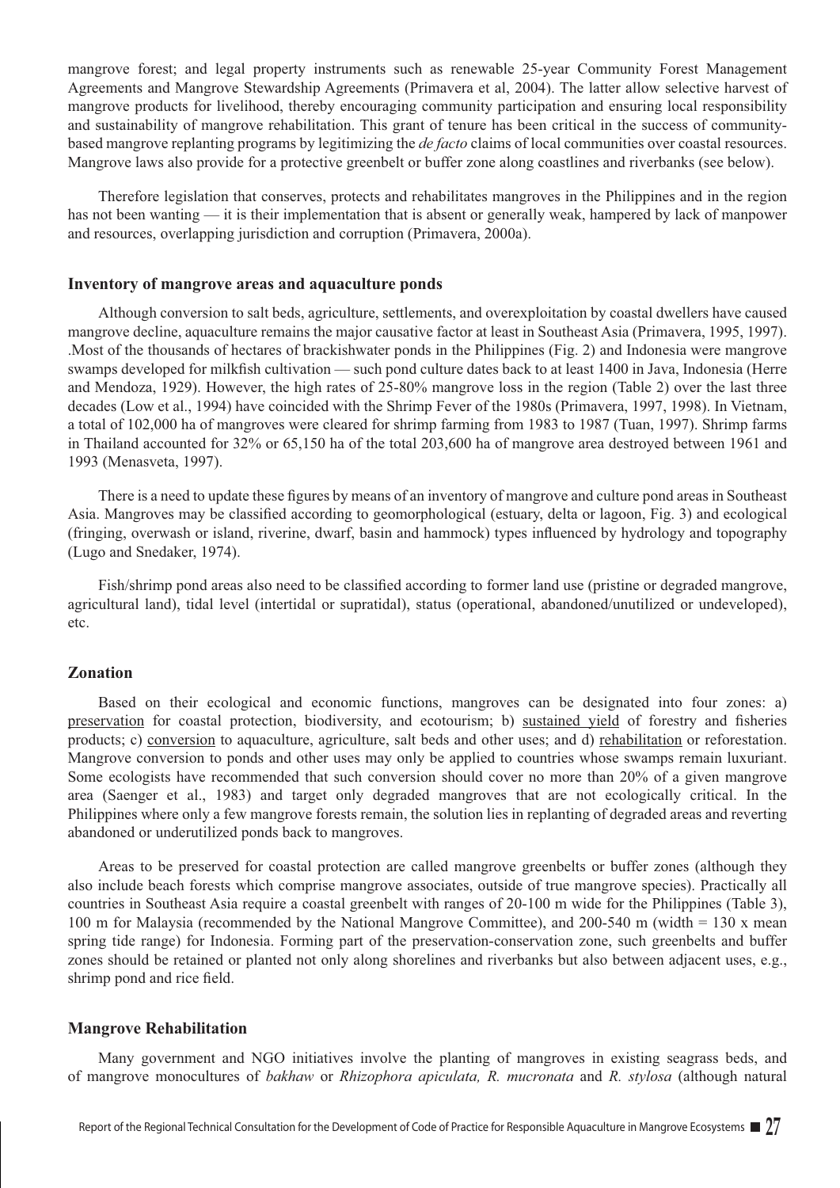mangrove forest; and legal property instruments such as renewable 25-year Community Forest Management Agreements and Mangrove Stewardship Agreements (Primavera et al, 2004). The latter allow selective harvest of mangrove products for livelihood, thereby encouraging community participation and ensuring local responsibility and sustainability of mangrove rehabilitation. This grant of tenure has been critical in the success of community-based mangrove replanting programs by legitimizing the *de facto* claims of local communities over coastal resources. Mangrove laws also provide for a protective greenbelt or buffer zone along coastlines and riverbanks (see below).

Therefore legislation that conserves, protects and rehabilitates mangroves in the Philippines and in the region has not been wanting — it is their implementation that is absent or generally weak, hampered by lack of manpower and resources, overlapping jurisdiction and corruption (Primavera, 2000a).

### Inventory of mangrove areas and aquaculture ponds

Although conversion to salt beds, agriculture, settlements, and overexploitation by coastal dwellers have caused mangrove decline, aquaculture remains the major causative factor at least in Southeast Asia (Primavera, 1995, 1997). .Most of the thousands of hectares of brackishwater ponds in the Philippines (Fig. 2) and Indonesia were mangrove swamps developed for milkfish cultivation — such pond culture dates back to at least 1400 in Java, Indonesia (Herre and Mendoza, 1929). However, the high rates of 25-80% mangrove loss in the region (Table 2) over the last three decades (Low et al., 1994) have coincided with the Shrimp Fever of the 1980s (Primavera, 1997, 1998). In Vietnam, a total of 102,000 ha of mangroves were cleared for shrimp farming from 1983 to 1987 (Tuan, 1997). Shrimp farms in Thailand accounted for 32% or 65,150 ha of the total 203,600 ha of mangrove area destroyed between 1961 and 1993 (Menasveta, 1997).

There is a need to update these figures by means of an inventory of mangrove and culture pond areas in Southeast Asia. Mangroves may be classified according to geomorphological (estuary, delta or lagoon, Fig. 3) and ecological (fringing, overwash or island, riverine, dwarf, basin and hammock) types influenced by hydrology and topography (Lugo and Snedaker, 1974).

Fish/shrimp pond areas also need to be classified according to former land use (pristine or degraded mangrove, agricultural land), tidal level (intertidal or supratidal), status (operational, abandoned/unutilized or undeveloped), etc.

## Zonation

Based on their ecological and economic functions, mangroves can be designated into four zones: a) preservation for coastal protection, biodiversity, and ecotourism; b) sustained yield of forestry and fisheries products; c) conversion to aquaculture, agriculture, salt beds and other uses; and d) rehabilitation or reforestation. Mangrove conversion to ponds and other uses may only be applied to countries whose swamps remain luxuriant. Some ecologists have recommended that such conversion should cover no more than 20% of a given mangrove area (Saenger et al., 1983) and target only degraded mangroves that are not ecologically critical. In the Philippines where only a few mangrove forests remain, the solution lies in replanting of degraded areas and reverting abandoned or underutilized ponds back to mangroves.

Areas to be preserved for coastal protection are called mangrove greenbelts or buffer zones (although they also include beach forests which comprise mangrove associates, outside of true mangrove species). Practically all countries in Southeast Asia require a coastal greenbelt with ranges of 20-100 m wide for the Philippines (Table 3), 100 m for Malaysia (recommended by the National Mangrove Committee), and 200-540 m (width = 130 x mean spring tide range) for Indonesia. Forming part of the preservation-conservation zone, such greenbelts and buffer zones should be retained or planted not only along shorelines and riverbanks but also between adjacent uses, e.g., shrimp pond and rice field.

## Mangrove Rehabilitation

Many government and NGO initiatives involve the planting of mangroves in existing seagrass beds, and of mangrove monocultures of *bakhaw* or *Rhizophora apiculata, R. mucronata* and *R. stylosa* (although natural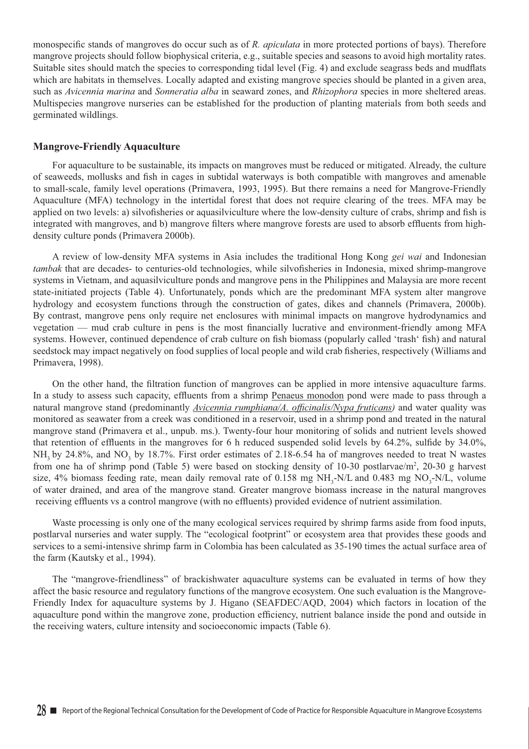monospecific stands of mangroves do occur such as of *R. apiculata* in more protected portions of bays). Therefore mangrove projects should follow biophysical criteria, e.g., suitable species and seasons to avoid high mortality rates. Suitable sites should match the species to corresponding tidal level (Fig. 4) and exclude seagrass beds and mudflats which are habitats in themselves. Locally adapted and existing mangrove species should be planted in a given area, such as *Avicennia marina* and *Sonneratia alba* in seaward zones, and *Rhizophora* species in more sheltered areas. Multispecies mangrove nurseries can be established for the production of planting materials from both seeds and germinated wildlings.

## Mangrove-Friendly Aquaculture

For aquaculture to be sustainable, its impacts on mangroves must be reduced or mitigated. Already, the culture of seaweeds, mollusks and fish in cages in subtidal waterways is both compatible with mangroves and amenable to small-scale, family level operations (Primavera, 1993, 1995). But there remains a need for Mangrove-Friendly Aquaculture (MFA) technology in the intertidal forest that does not require clearing of the trees. MFA may be applied on two levels: a) silvofisheries or aquasilviculture where the low-density culture of crabs, shrimp and fish is integrated with mangroves, and b) mangrove filters where mangrove forests are used to absorb effluents from high-density culture ponds (Primavera 2000b).

A review of low-density MFA systems in Asia includes the traditional Hong Kong *gei wai* and Indonesian *tambak* that are decades- to centuries-old technologies, while silvofisheries in Indonesia, mixed shrimp-mangrove systems in Vietnam, and aquasilviculture ponds and mangrove pens in the Philippines and Malaysia are more recent state-initiated projects (Table 4). Unfortunately, ponds which are the predominant MFA system alter mangrove hydrology and ecosystem functions through the construction of gates, dikes and channels (Primavera, 2000b). By contrast, mangrove pens only require net enclosures with minimal impacts on mangrove hydrodynamics and vegetation — mud crab culture in pens is the most financially lucrative and environment-friendly among MFA systems. However, continued dependence of crab culture on fish biomass (popularly called 'trash' fish) and natural seedstock may impact negatively on food supplies of local people and wild crab fisheries, respectively (Williams and Primavera, 1998).

On the other hand, the filtration function of mangroves can be applied in more intensive aquaculture farms. In a study to assess such capacity, effluents from a shrimp Penaeus monodon pond were made to pass through a natural mangrove stand (predominantly *Avicennia rumphiana/A. officinalis/Nypa fruticans)* and water quality was monitored as seawater from a creek was conditioned in a reservoir, used in a shrimp pond and treated in the natural mangrove stand (Primavera et al., unpub. ms.). Twenty-four hour monitoring of solids and nutrient levels showed that retention of effluents in the mangroves for 6 h reduced suspended solid levels by 64.2%, sulfide by 34.0%, $NH_3$ by 24.8%, and $NO_3$ by 18.7%. First order estimates of 2.18-6.54 ha of mangroves needed to treat N wastes from one ha of shrimp pond (Table 5) were based on stocking density of 10-30 postlarvae/m$^2$, 20-30 g harvest size, 4% biomass feeding rate, mean daily removal rate of 0.158 mg $NH_3$-N/L and 0.483 mg $NO_3$-N/L, volume of water drained, and area of the mangrove stand. Greater mangrove biomass increase in the natural mangroves receiving effluents vs a control mangrove (with no effluents) provided evidence of nutrient assimilation.

Waste processing is only one of the many ecological services required by shrimp farms aside from food inputs, postlarval nurseries and water supply. The "ecological footprint" or ecosystem area that provides these goods and services to a semi-intensive shrimp farm in Colombia has been calculated as 35-190 times the actual surface area of the farm (Kautsky et al., 1994).

The "mangrove-friendliness" of brackishwater aquaculture systems can be evaluated in terms of how they affect the basic resource and regulatory functions of the mangrove ecosystem. One such evaluation is the Mangrove-Friendly Index for aquaculture systems by J. Higano (SEAFDEC/AQD, 2004) which factors in location of the aquaculture pond within the mangrove zone, production efficiency, nutrient balance inside the pond and outside in the receiving waters, culture intensity and socioeconomic impacts (Table 6).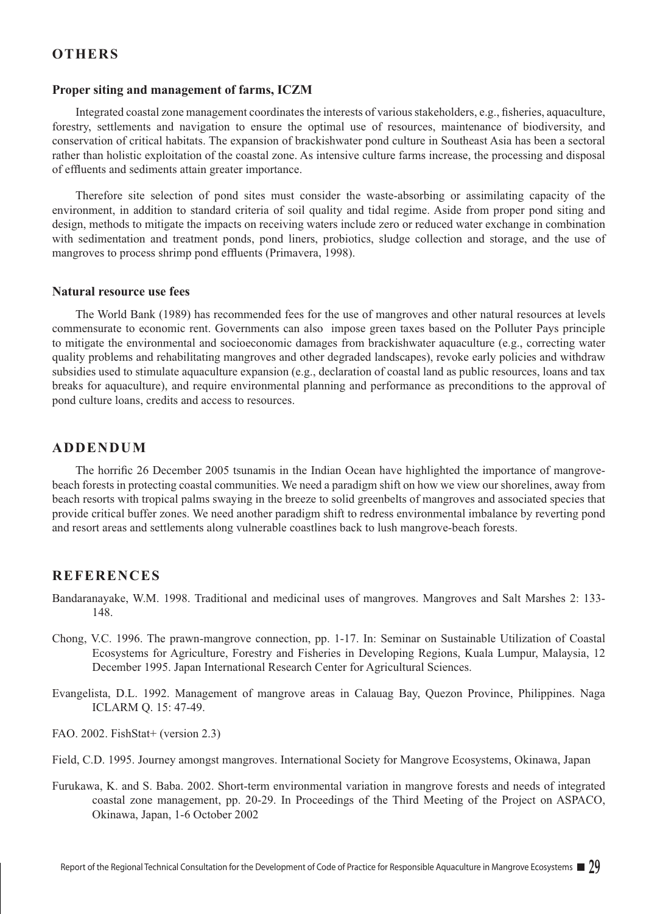## OTHERS

### Proper siting and management of farms, ICZM

Integrated coastal zone management coordinates the interests of various stakeholders, e.g., fisheries, aquaculture, forestry, settlements and navigation to ensure the optimal use of resources, maintenance of biodiversity, and conservation of critical habitats. The expansion of brackishwater pond culture in Southeast Asia has been a sectoral rather than holistic exploitation of the coastal zone. As intensive culture farms increase, the processing and disposal of effluents and sediments attain greater importance.

Therefore site selection of pond sites must consider the waste-absorbing or assimilating capacity of the environment, in addition to standard criteria of soil quality and tidal regime. Aside from proper pond siting and design, methods to mitigate the impacts on receiving waters include zero or reduced water exchange in combination with sedimentation and treatment ponds, pond liners, probiotics, sludge collection and storage, and the use of mangroves to process shrimp pond effluents (Primavera, 1998).

### Natural resource use fees

The World Bank (1989) has recommended fees for the use of mangroves and other natural resources at levels commensurate to economic rent. Governments can also impose green taxes based on the Polluter Pays principle to mitigate the environmental and socioeconomic damages from brackishwater aquaculture (e.g., correcting water quality problems and rehabilitating mangroves and other degraded landscapes), revoke early policies and withdraw subsidies used to stimulate aquaculture expansion (e.g., declaration of coastal land as public resources, loans and tax breaks for aquaculture), and require environmental planning and performance as preconditions to the approval of pond culture loans, credits and access to resources.

## ADDENDUM

The horrific 26 December 2005 tsunamis in the Indian Ocean have highlighted the importance of mangrove-beach forests in protecting coastal communities. We need a paradigm shift on how we view our shorelines, away from beach resorts with tropical palms swaying in the breeze to solid greenbelts of mangroves and associated species that provide critical buffer zones. We need another paradigm shift to redress environmental imbalance by reverting pond and resort areas and settlements along vulnerable coastlines back to lush mangrove-beach forests.

## REFERENCES

Bandaranayake, W.M. 1998. Traditional and medicinal uses of mangroves. Mangroves and Salt Marshes 2: 133-148.

Chong, V.C. 1996. The prawn-mangrove connection, pp. 1-17. In: Seminar on Sustainable Utilization of Coastal Ecosystems for Agriculture, Forestry and Fisheries in Developing Regions, Kuala Lumpur, Malaysia, 12 December 1995. Japan International Research Center for Agricultural Sciences.

Evangelista, D.L. 1992. Management of mangrove areas in Calauag Bay, Quezon Province, Philippines. Naga ICLARM Q. 15: 47-49.

FAO. 2002. FishStat+ (version 2.3)

Field, C.D. 1995. Journey amongst mangroves. International Society for Mangrove Ecosystems, Okinawa, Japan

Furukawa, K. and S. Baba. 2002. Short-term environmental variation in mangrove forests and needs of integrated coastal zone management, pp. 20-29. In Proceedings of the Third Meeting of the Project on ASPACO, Okinawa, Japan, 1-6 October 2002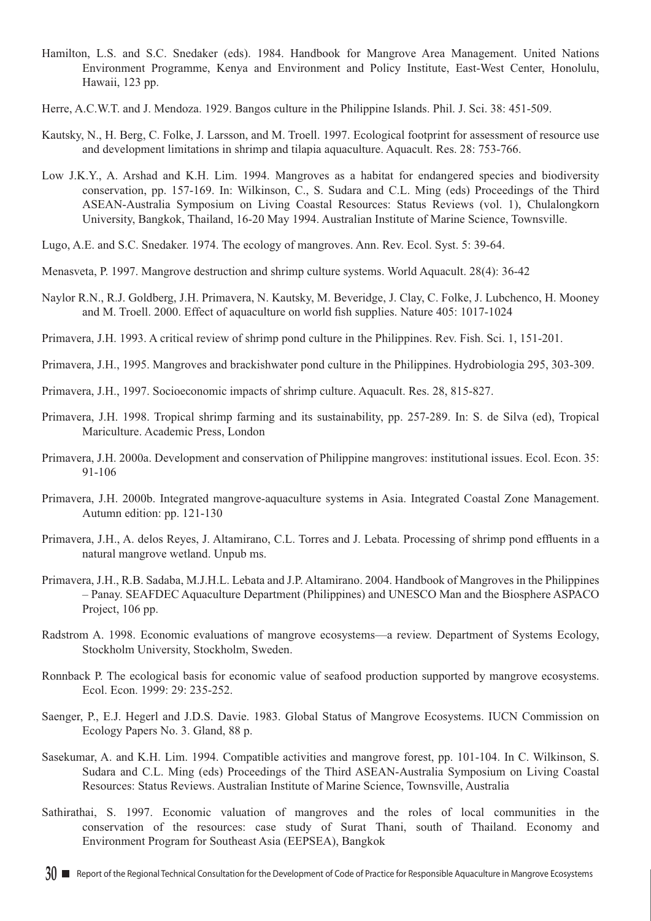Hamilton, L.S. and S.C. Snedaker (eds). 1984. Handbook for Mangrove Area Management. United Nations Environment Programme, Kenya and Environment and Policy Institute, East-West Center, Honolulu, Hawaii, 123 pp.

Herre, A.C.W.T. and J. Mendoza. 1929. Bangos culture in the Philippine Islands. Phil. J. Sci. 38: 451-509.

Kautsky, N., H. Berg, C. Folke, J. Larsson, and M. Troell. 1997. Ecological footprint for assessment of resource use and development limitations in shrimp and tilapia aquaculture. Aquacult. Res. 28: 753-766.

Low J.K.Y., A. Arshad and K.H. Lim. 1994. Mangroves as a habitat for endangered species and biodiversity conservation, pp. 157-169. In: Wilkinson, C., S. Sudara and C.L. Ming (eds) Proceedings of the Third ASEAN-Australia Symposium on Living Coastal Resources: Status Reviews (vol. 1), Chulalongkorn University, Bangkok, Thailand, 16-20 May 1994. Australian Institute of Marine Science, Townsville.

Lugo, A.E. and S.C. Snedaker. 1974. The ecology of mangroves. Ann. Rev. Ecol. Syst. 5: 39-64.

Menasveta, P. 1997. Mangrove destruction and shrimp culture systems. World Aquacult. 28(4): 36-42

Naylor R.N., R.J. Goldberg, J.H. Primavera, N. Kautsky, M. Beveridge, J. Clay, C. Folke, J. Lubchenco, H. Mooney and M. Troell. 2000. Effect of aquaculture on world fish supplies. Nature 405: 1017-1024

Primavera, J.H. 1993. A critical review of shrimp pond culture in the Philippines. Rev. Fish. Sci. 1, 151-201.

Primavera, J.H., 1995. Mangroves and brackishwater pond culture in the Philippines. Hydrobiologia 295, 303-309.

Primavera, J.H., 1997. Socioeconomic impacts of shrimp culture. Aquacult. Res. 28, 815-827.

Primavera, J.H. 1998. Tropical shrimp farming and its sustainability, pp. 257-289. In: S. de Silva (ed), Tropical Mariculture. Academic Press, London

Primavera, J.H. 2000a. Development and conservation of Philippine mangroves: institutional issues. Ecol. Econ. 35: 91-106

Primavera, J.H. 2000b. Integrated mangrove-aquaculture systems in Asia. Integrated Coastal Zone Management. Autumn edition: pp. 121-130

Primavera, J.H., A. delos Reyes, J. Altamirano, C.L. Torres and J. Lebata. Processing of shrimp pond effluents in a natural mangrove wetland. Unpub ms.

Primavera, J.H., R.B. Sadaba, M.J.H.L. Lebata and J.P. Altamirano. 2004. Handbook of Mangroves in the Philippines – Panay. SEAFDEC Aquaculture Department (Philippines) and UNESCO Man and the Biosphere ASPACO Project, 106 pp.

Radstrom A. 1998. Economic evaluations of mangrove ecosystems—a review. Department of Systems Ecology, Stockholm University, Stockholm, Sweden.

Ronnback P. The ecological basis for economic value of seafood production supported by mangrove ecosystems. Ecol. Econ. 1999: 29: 235-252.

Saenger, P., E.J. Hegerl and J.D.S. Davie. 1983. Global Status of Mangrove Ecosystems. IUCN Commission on Ecology Papers No. 3. Gland, 88 p.

Sasekumar, A. and K.H. Lim. 1994. Compatible activities and mangrove forest, pp. 101-104. In C. Wilkinson, S. Sudara and C.L. Ming (eds) Proceedings of the Third ASEAN-Australia Symposium on Living Coastal Resources: Status Reviews. Australian Institute of Marine Science, Townsville, Australia

Sathirathai, S. 1997. Economic valuation of mangroves and the roles of local communities in the conservation of the resources: case study of Surat Thani, south of Thailand. Economy and Environment Program for Southeast Asia (EEPSEA), Bangkok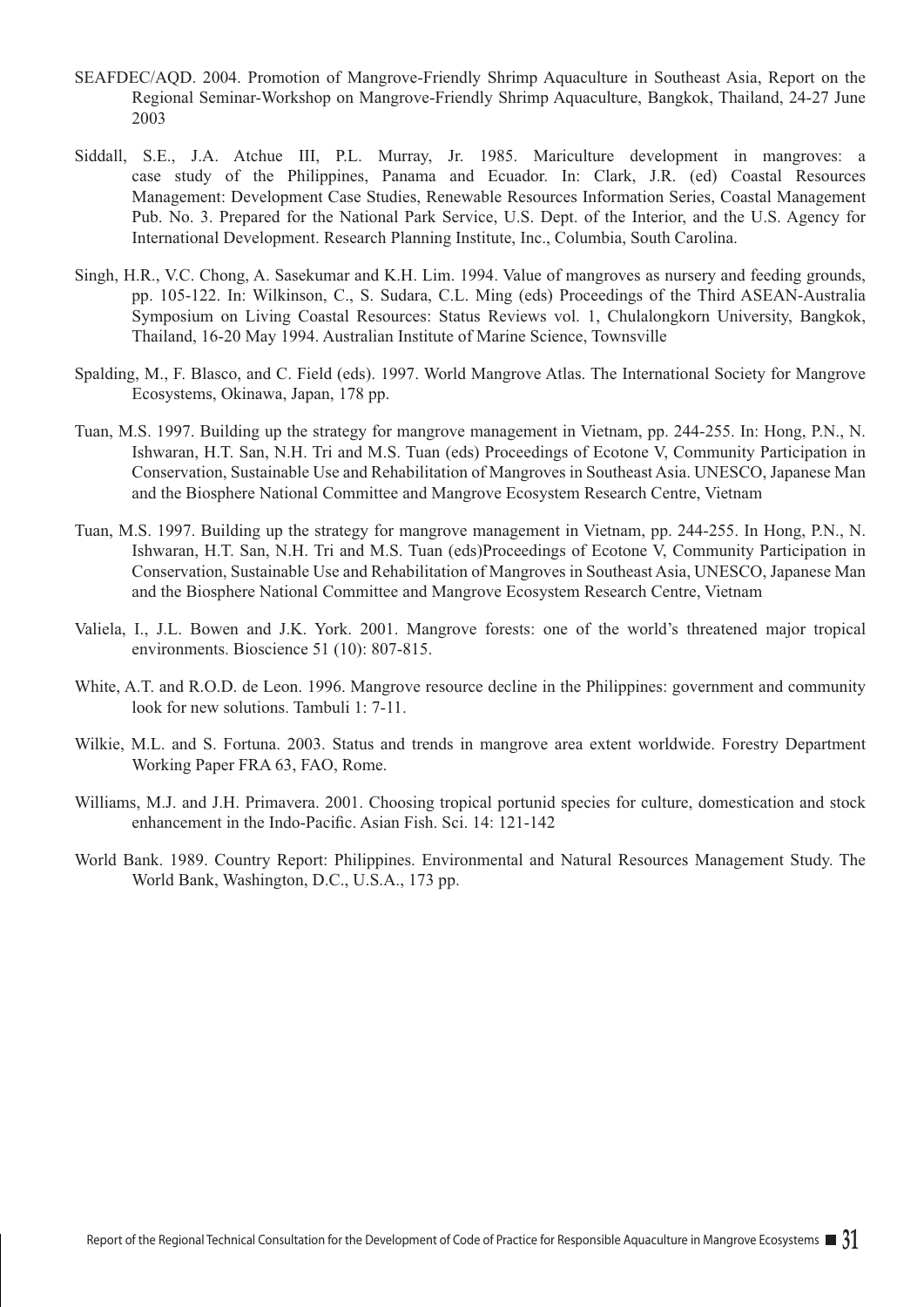SEAFDEC/AQD. 2004. Promotion of Mangrove-Friendly Shrimp Aquaculture in Southeast Asia, Report on the Regional Seminar-Workshop on Mangrove-Friendly Shrimp Aquaculture, Bangkok, Thailand, 24-27 June 2003

Siddall, S.E., J.A. Atchue III, P.L. Murray, Jr. 1985. Mariculture development in mangroves: a case study of the Philippines, Panama and Ecuador. In: Clark, J.R. (ed) Coastal Resources Management: Development Case Studies, Renewable Resources Information Series, Coastal Management Pub. No. 3. Prepared for the National Park Service, U.S. Dept. of the Interior, and the U.S. Agency for International Development. Research Planning Institute, Inc., Columbia, South Carolina.

Singh, H.R., V.C. Chong, A. Sasekumar and K.H. Lim. 1994. Value of mangroves as nursery and feeding grounds, pp. 105-122. In: Wilkinson, C., S. Sudara, C.L. Ming (eds) Proceedings of the Third ASEAN-Australia Symposium on Living Coastal Resources: Status Reviews vol. 1, Chulalongkorn University, Bangkok, Thailand, 16-20 May 1994. Australian Institute of Marine Science, Townsville

Spalding, M., F. Blasco, and C. Field (eds). 1997. World Mangrove Atlas. The International Society for Mangrove Ecosystems, Okinawa, Japan, 178 pp.

Tuan, M.S. 1997. Building up the strategy for mangrove management in Vietnam, pp. 244-255. In: Hong, P.N., N. Ishwaran, H.T. San, N.H. Tri and M.S. Tuan (eds) Proceedings of Ecotone V, Community Participation in Conservation, Sustainable Use and Rehabilitation of Mangroves in Southeast Asia. UNESCO, Japanese Man and the Biosphere National Committee and Mangrove Ecosystem Research Centre, Vietnam

Tuan, M.S. 1997. Building up the strategy for mangrove management in Vietnam, pp. 244-255. In Hong, P.N., N. Ishwaran, H.T. San, N.H. Tri and M.S. Tuan (eds)Proceedings of Ecotone V, Community Participation in Conservation, Sustainable Use and Rehabilitation of Mangroves in Southeast Asia, UNESCO, Japanese Man and the Biosphere National Committee and Mangrove Ecosystem Research Centre, Vietnam

Valiela, I., J.L. Bowen and J.K. York. 2001. Mangrove forests: one of the world's threatened major tropical environments. Bioscience 51 (10): 807-815.

White, A.T. and R.O.D. de Leon. 1996. Mangrove resource decline in the Philippines: government and community look for new solutions. Tambuli 1: 7-11.

Wilkie, M.L. and S. Fortuna. 2003. Status and trends in mangrove area extent worldwide. Forestry Department Working Paper FRA 63, FAO, Rome.

Williams, M.J. and J.H. Primavera. 2001. Choosing tropical portunid species for culture, domestication and stock enhancement in the Indo-Pacific. Asian Fish. Sci. 14: 121-142

World Bank. 1989. Country Report: Philippines. Environmental and Natural Resources Management Study. The World Bank, Washington, D.C., U.S.A., 173 pp.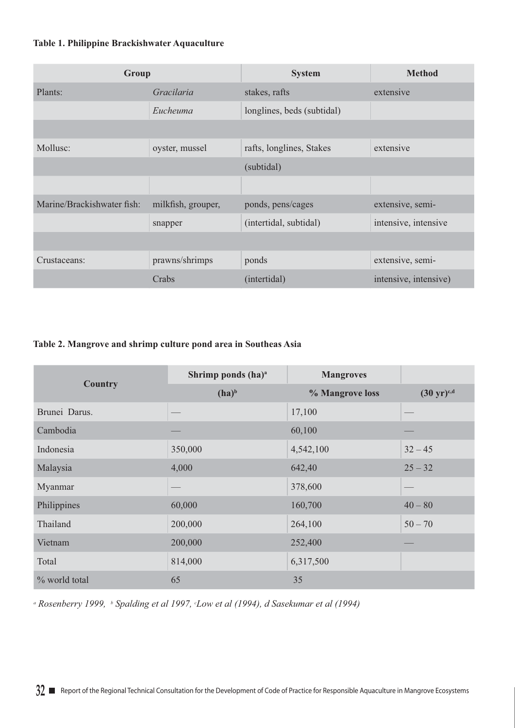**Table 1. Philippine Brackishwater Aquaculture**

| Group | | System | Method |
|---|---|---|---|
| Plants: | *Gracilaria* | stakes, rafts | extensive |
| | *Eucheuma* | longlines, beds (subtidal) | |
| | | | |
| Mollusc: | oyster, mussel | rafts, longlines, Stakes | extensive |
| | | (subtidal) | |
| | | | |
| Marine/Brackishwater fish: | milkfish, grouper, | ponds, pens/cages | extensive, semi- |
| | snapper | (intertidal, subtidal) | intensive, intensive |
| | | | |
| Crustaceans: | prawns/shrimps | ponds | extensive, semi- |
| | Crabs | (intertidal) | intensive, intensive) |

**Table 2. Mangrove and shrimp culture pond area in Southeas Asia**

| Country | Shrimp ponds (ha)[a] | Mangroves | |
|---|---|---|---|
| | (ha)[b] | % Mangrove loss | (30 yr)[c,d] |
| Brunei Darus. | — | 17,100 | — |
| Cambodia | — | 60,100 | — |
| Indonesia | 350,000 | 4,542,100 | 32 – 45 |
| Malaysia | 4,000 | 642,40 | 25 – 32 |
| Myanmar | — | 378,600 | — |
| Philippines | 60,000 | 160,700 | 40 – 80 |
| Thailand | 200,000 | 264,100 | 50 – 70 |
| Vietnam | 200,000 | 252,400 | — |
| Total | 814,000 | 6,317,500 | |
| % world total | 65 | 35 | |

*[a] Rosenberry 1999, [b] Spalding et al 1997, [c]Low et al (1994), d Sasekumar et al (1994)*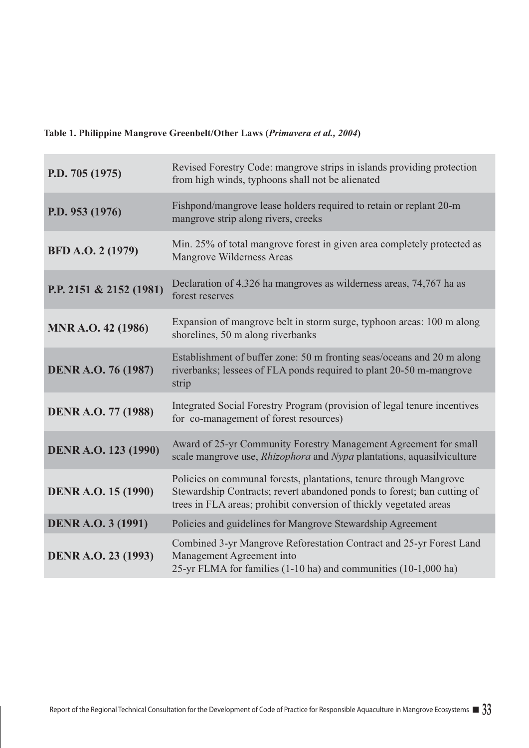**Table 1. Philippine Mangrove Greenbelt/Other Laws (*Primavera et al., 2004*)**

| Law | Provision |
|---|---|
| **P.D. 705 (1975)** | Revised Forestry Code: mangrove strips in islands providing protection from high winds, typhoons shall not be alienated |
| **P.D. 953 (1976)** | Fishpond/mangrove lease holders required to retain or replant 20-m mangrove strip along rivers, creeks |
| **BFD A.O. 2 (1979)** | Min. 25% of total mangrove forest in given area completely protected as Mangrove Wilderness Areas |
| **P.P. 2151 & 2152 (1981)** | Declaration of 4,326 ha mangroves as wilderness areas, 74,767 ha as forest reserves |
| **MNR A.O. 42 (1986)** | Expansion of mangrove belt in storm surge, typhoon areas: 100 m along shorelines, 50 m along riverbanks |
| **DENR A.O. 76 (1987)** | Establishment of buffer zone: 50 m fronting seas/oceans and 20 m along riverbanks; lessees of FLA ponds required to plant 20-50 m-mangrove strip |
| **DENR A.O. 77 (1988)** | Integrated Social Forestry Program (provision of legal tenure incentives for co-management of forest resources) |
| **DENR A.O. 123 (1990)** | Award of 25-yr Community Forestry Management Agreement for small scale mangrove use, *Rhizophora* and *Nypa* plantations, aquasilviculture |
| **DENR A.O. 15 (1990)** | Policies on communal forests, plantations, tenure through Mangrove Stewardship Contracts; revert abandoned ponds to forest; ban cutting of trees in FLA areas; prohibit conversion of thickly vegetated areas |
| **DENR A.O. 3 (1991)** | Policies and guidelines for Mangrove Stewardship Agreement |
| **DENR A.O. 23 (1993)** | Combined 3-yr Mangrove Reforestation Contract and 25-yr Forest Land Management Agreement into 25-yr FLMA for families (1-10 ha) and communities (10-1,000 ha) |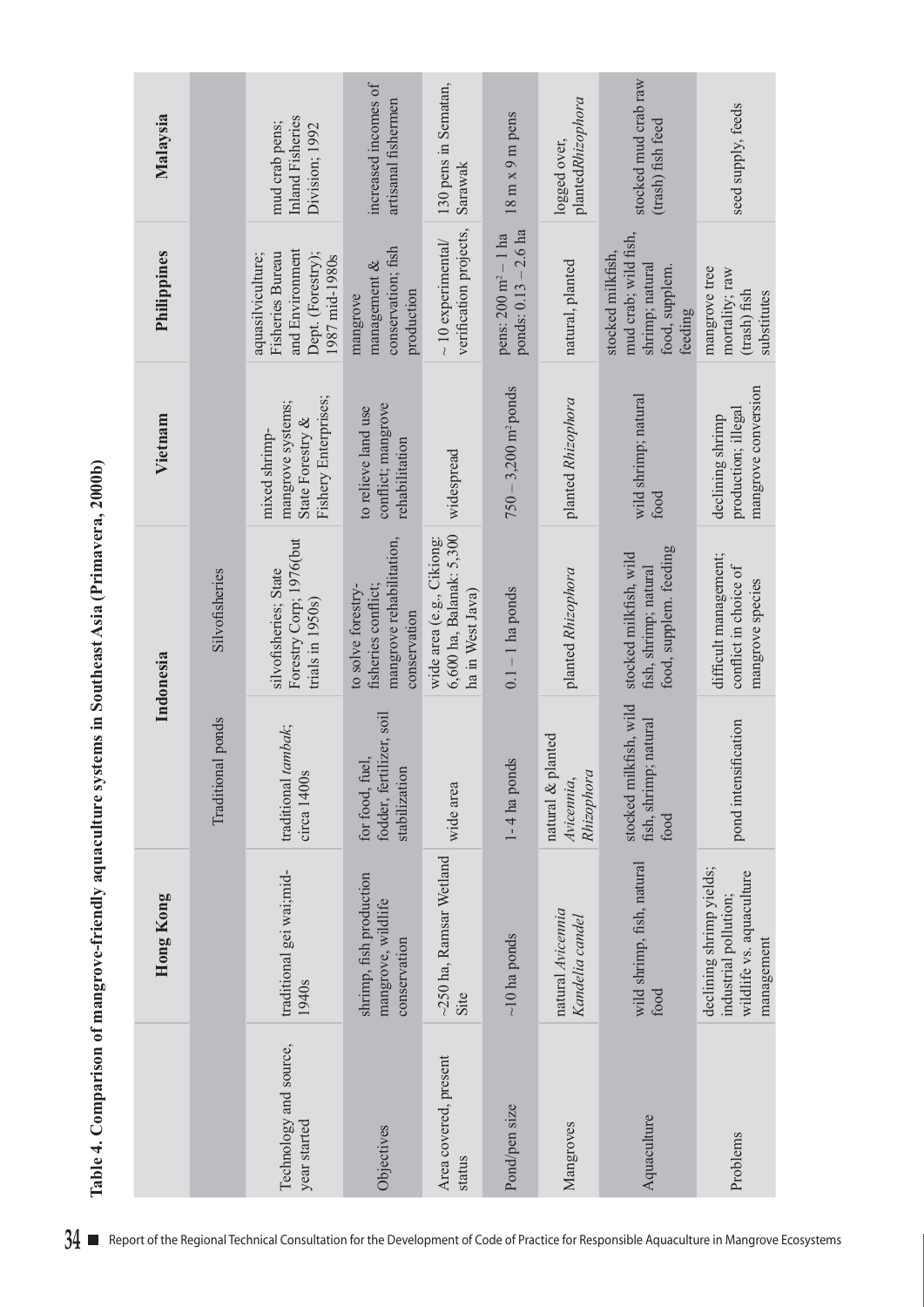**Table 4. Comparison of mangrove-friendly aquaculture systems in Southeast Asia (Primavera, 2000b)**

| | Hong Kong | Indonesia | | Vietnam | Philippines | Malaysia |
|---|---|---|---|---|---|---|
| | | Traditional ponds | Silvofisheries | | | |
| Technology and source, year started | traditional gei wai;mid-1940s | traditional *tambak*; circa 1400s | silvofisheries; State Forestry Corp; 1976(but trials in 1950s) | mixed shrimp-mangrove systems; State Forestry & Fishery Enterprises; | aquasilviculture; Fisheries Bureau and Environment Dept. (Forestry); 1987 mid-1980s | mud crab pens; Inland Fisheries Division; 1992 |
| Objectives | shrimp, fish production mangrove, wildlife conservation | for food, fuel, fodder, fertilizer, soil stabilization | to solve forestry-fisheries conflict; mangrove rehabilitation, conservation | to relieve land use conflict; mangrove rehabilitation | mangrove management & conservation; fish production | increased incomes of artisanal fishermen |
| Area covered, present status | ~250 ha, Ramsar Wetland Site | wide area | wide area (e.g., Cikiong: 6,600 ha, Balanak: 5,300 ha in West Java) | widespread | ~ 10 experimental/ verification projects, | 130 pens in Sematan, Sarawak |
| Pond/pen size | ~10 ha ponds | 1-4 ha ponds | 0.1 – 1 ha ponds | 750 – 3,200 m² ponds | pens: 200 m² – 1 ha ponds: 0.13 – 2.6 ha | 18 m x 9 m pens |
| Mangroves | natural *Avicennia Kandelia candel* | natural & planted *Avicennia, Rhizophora* | planted *Rhizophora* | planted *Rhizophora* | natural, planted | logged over, planted*Rhizophora* |
| Aquaculture | wild shrimp, fish, natural food | stocked milkfish, wild fish, shrimp; natural food | stocked milkfish, wild fish, shrimp; natural food, supplem. feeding | wild shrimp; natural food | stocked milkfish, mud crab; wild fish, shrimp; natural food, supplem. feeding | stocked mud crab raw (trash) fish feed |
| Problems | declining shrimp yields; industrial pollution; wildlife vs. aquaculture management | pond intensification | difficult management; conflict in choice of mangrove species | declining shrimp production; illegal mangrove conversion | mangrove tree mortality; raw (trash) fish substitutes | seed supply, feeds |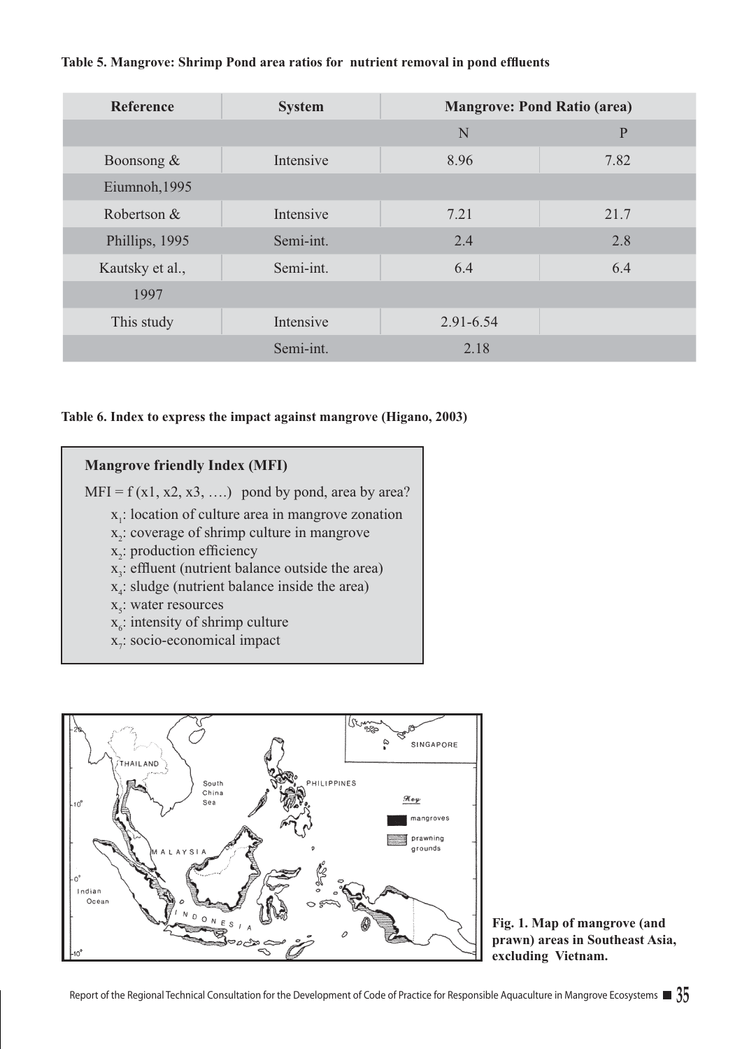**Table 5. Mangrove: Shrimp Pond area ratios for nutrient removal in pond effluents**

| Reference | System | Mangrove: Pond Ratio (area) | |
|---|---|---|---|
| | | N | P |
| Boonsong & Eiumnoh, 1995 | Intensive | 8.96 | 7.82 |
| Robertson & Phillips, 1995 | Intensive | 7.21 | 21.7 |
| | Semi-int. | 2.4 | 2.8 |
| Kautsky et al., 1997 | Semi-int. | 6.4 | 6.4 |
| This study | Intensive | 2.91-6.54 | |
| | Semi-int. | 2.18 | |

**Table 6. Index to express the impact against mangrove (Higano, 2003)**

**Mangrove friendly Index (MFI)**

MFI = f (x1, x2, x3, ….) pond by pond, area by area?

- $x_1$: location of culture area in mangrove zonation
- $x_2$: coverage of shrimp culture in mangrove
- $x_2$: production efficiency
- $x_3$: effluent (nutrient balance outside the area)
- $x_4$: sludge (nutrient balance inside the area)
- $x_5$: water resources
- $x_6$: intensity of shrimp culture
- $x_7$: socio-economical impact

**Fig. 1. Map of mangrove (and prawn) areas in Southeast Asia, excluding Vietnam.**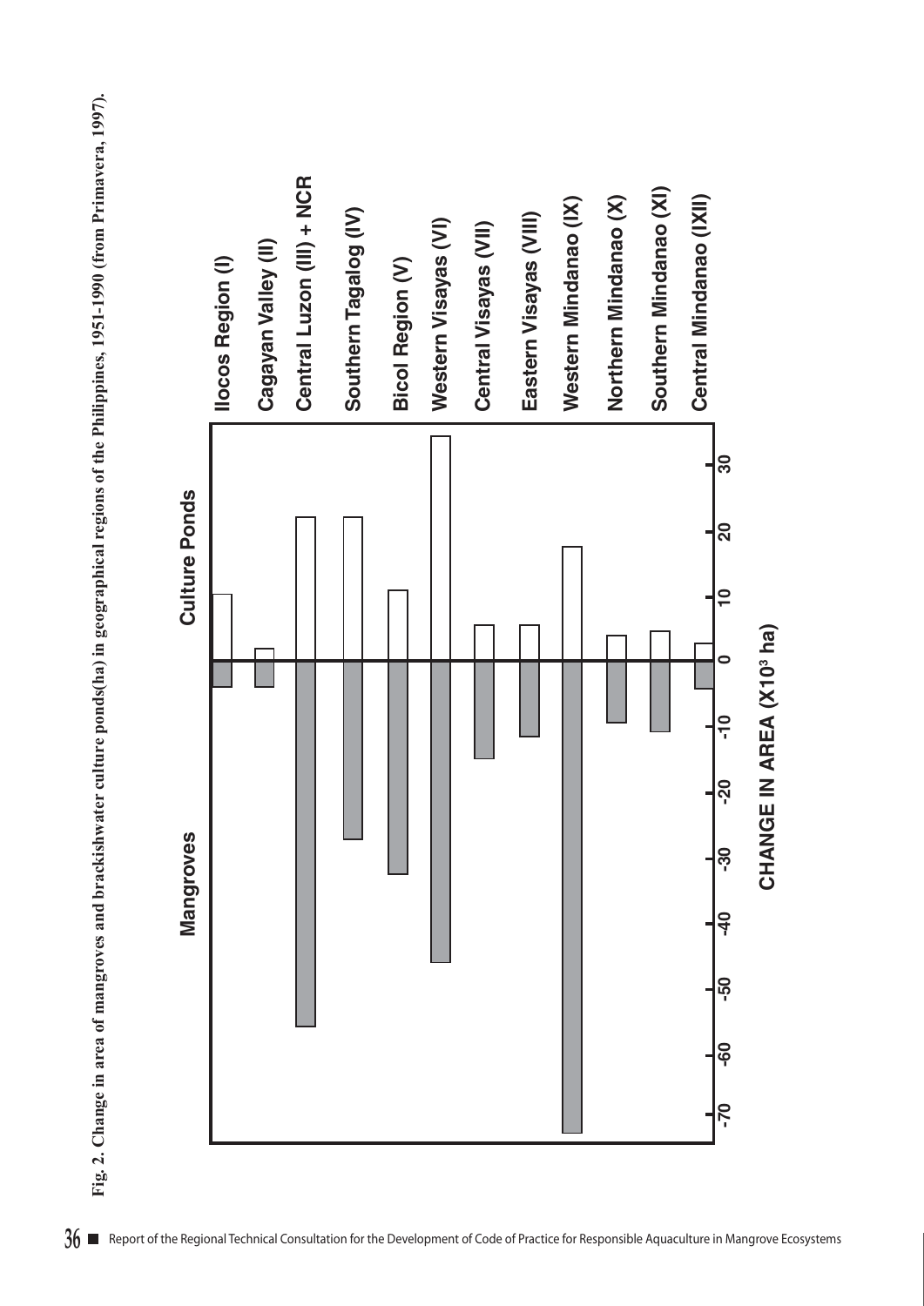**Fig. 2. Change in area of mangroves and brackishwater culture ponds(ha) in geographical regions of the Philippines, 1951-1990 (from Primavera, 1997).**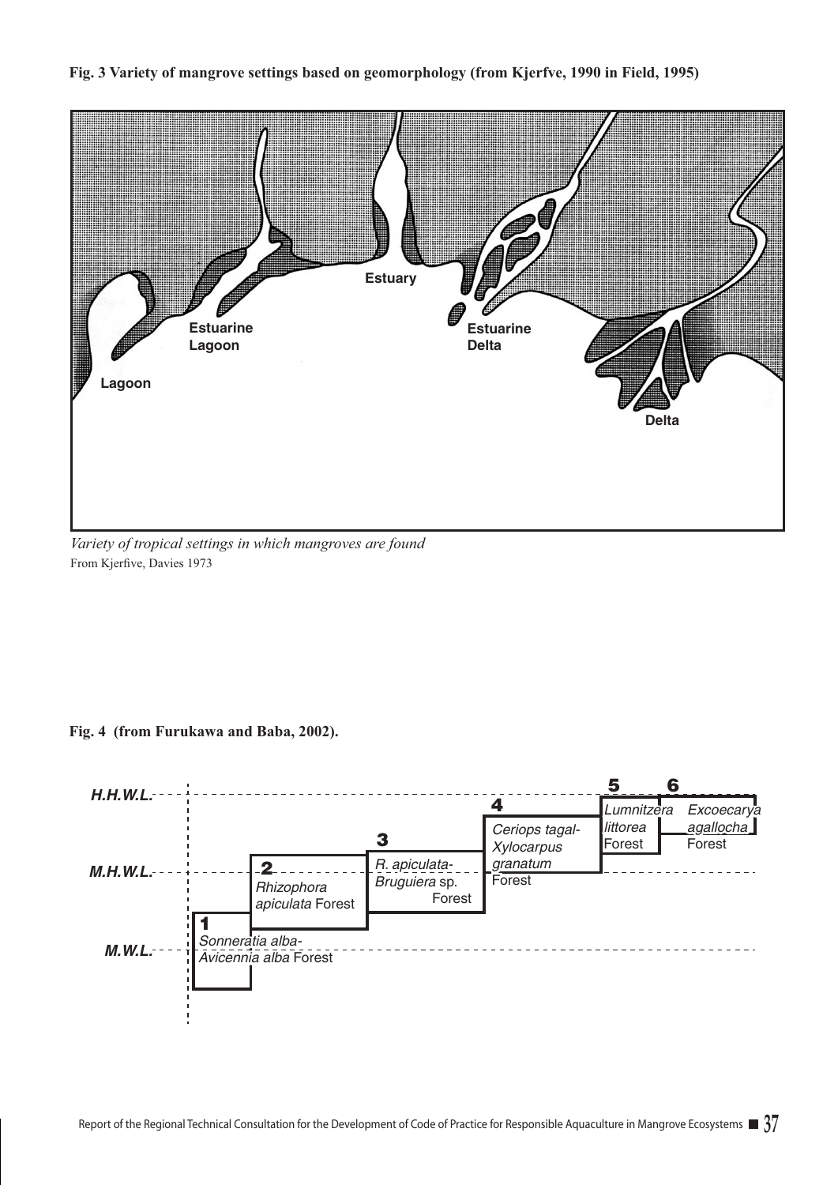**Fig. 3 Variety of mangrove settings based on geomorphology (from Kjerfve, 1990 in Field, 1995)**

Estuary

Estuarine Lagoon

Estuarine Delta

Lagoon

Delta

*Variety of tropical settings in which mangroves are found*
From Kjerfive, Davies 1973

**Fig. 4 (from Furukawa and Baba, 2002).**

H.H.W.L.

M.H.W.L.

M.W.L.

1 *Sonneratia alba-Avicennia alba* Forest

2 *Rhizophora apiculata* Forest

3 *R. apiculata-Bruguiera* sp. Forest

4 *Ceriops tagal-Xylocarpus granatum* Forest

5 *Lumnitzera littorea* Forest

6 *Excoecarya agallocha* Forest